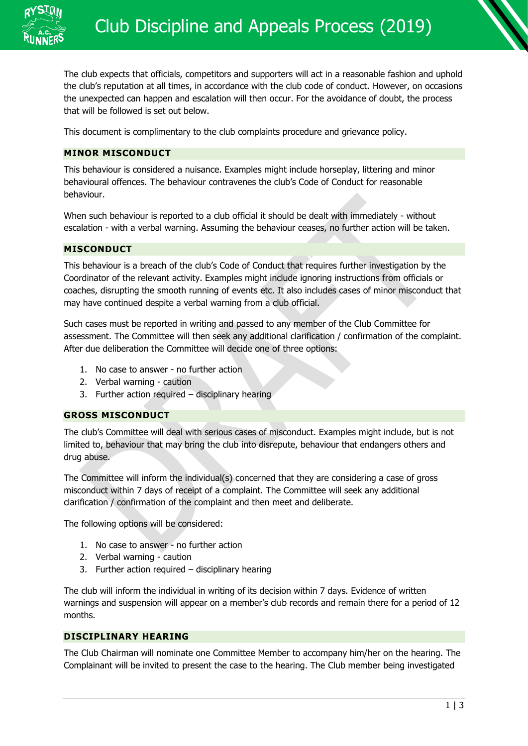# Club Discipline and Appeals Process (2019)

The club expects that officials, competitors and supporters will act in a reasonable fashion and uphold the club's reputation at all times, in accordance with the club code of conduct. However, on occasions the unexpected can happen and escalation will then occur. For the avoidance of doubt, the process that will be followed is set out below.

This document is complimentary to the club complaints procedure and grievance policy.

## MINOR MISCONDUCT

This behaviour is considered a nuisance. Examples might include horseplay, littering and minor behavioural offences. The behaviour contravenes the club's Code of Conduct for reasonable behaviour.

When such behaviour is reported to a club official it should be dealt with immediately - without escalation - with a verbal warning. Assuming the behaviour ceases, no further action will be taken.

## MISCONDUCT

This behaviour is a breach of the club's Code of Conduct that requires further investigation by the Coordinator of the relevant activity. Examples might include ignoring instructions from officials or coaches, disrupting the smooth running of events etc. It also includes cases of minor misconduct that may have continued despite a verbal warning from a club official.

Such cases must be reported in writing and passed to any member of the Club Committee for assessment. The Committee will then seek any additional clarification / confirmation of the complaint. After due deliberation the Committee will decide one of three options:

1. No case to answer - no further action
2. Verbal warning - caution
3. Further action required – disciplinary hearing

## GROSS MISCONDUCT

The club's Committee will deal with serious cases of misconduct. Examples might include, but is not limited to, behaviour that may bring the club into disrepute, behaviour that endangers others and drug abuse.

The Committee will inform the individual(s) concerned that they are considering a case of gross misconduct within 7 days of receipt of a complaint. The Committee will seek any additional clarification / confirmation of the complaint and then meet and deliberate.

The following options will be considered:

1. No case to answer - no further action
2. Verbal warning - caution
3. Further action required – disciplinary hearing

The club will inform the individual in writing of its decision within 7 days. Evidence of written warnings and suspension will appear on a member's club records and remain there for a period of 12 months.

## DISCIPLINARY HEARING

The Club Chairman will nominate one Committee Member to accompany him/her on the hearing. The Complainant will be invited to present the case to the hearing. The Club member being investigated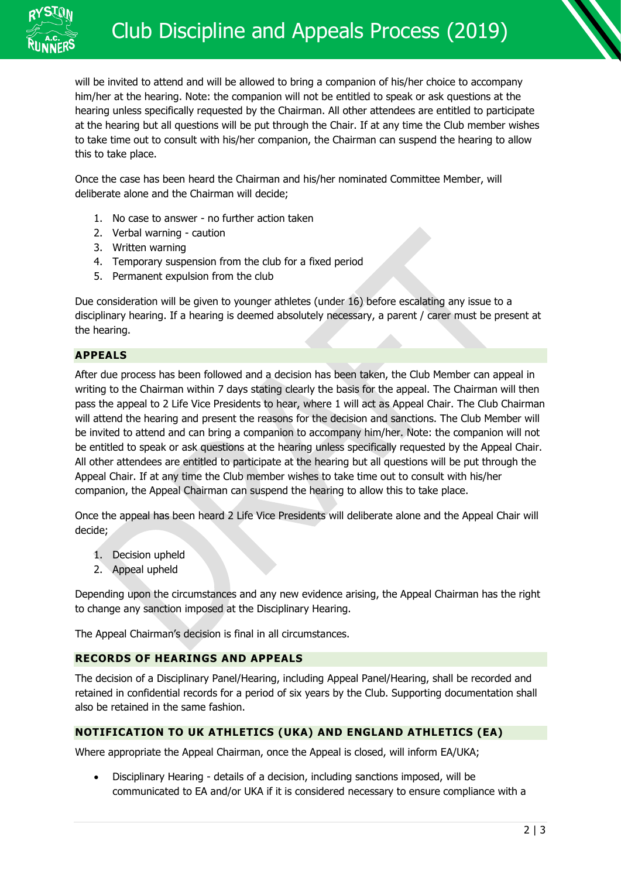will be invited to attend and will be allowed to bring a companion of his/her choice to accompany him/her at the hearing. Note: the companion will not be entitled to speak or ask questions at the hearing unless specifically requested by the Chairman. All other attendees are entitled to participate at the hearing but all questions will be put through the Chair. If at any time the Club member wishes to take time out to consult with his/her companion, the Chairman can suspend the hearing to allow this to take place.

Once the case has been heard the Chairman and his/her nominated Committee Member, will deliberate alone and the Chairman will decide;

1. No case to answer - no further action taken
2. Verbal warning - caution
3. Written warning
4. Temporary suspension from the club for a fixed period
5. Permanent expulsion from the club

Due consideration will be given to younger athletes (under 16) before escalating any issue to a disciplinary hearing. If a hearing is deemed absolutely necessary, a parent / carer must be present at the hearing.

## APPEALS

After due process has been followed and a decision has been taken, the Club Member can appeal in writing to the Chairman within 7 days stating clearly the basis for the appeal. The Chairman will then pass the appeal to 2 Life Vice Presidents to hear, where 1 will act as Appeal Chair. The Club Chairman will attend the hearing and present the reasons for the decision and sanctions. The Club Member will be invited to attend and can bring a companion to accompany him/her. Note: the companion will not be entitled to speak or ask questions at the hearing unless specifically requested by the Appeal Chair. All other attendees are entitled to participate at the hearing but all questions will be put through the Appeal Chair. If at any time the Club member wishes to take time out to consult with his/her companion, the Appeal Chairman can suspend the hearing to allow this to take place.

Once the appeal has been heard 2 Life Vice Presidents will deliberate alone and the Appeal Chair will decide;

1. Decision upheld
2. Appeal upheld

Depending upon the circumstances and any new evidence arising, the Appeal Chairman has the right to change any sanction imposed at the Disciplinary Hearing.

The Appeal Chairman's decision is final in all circumstances.

## RECORDS OF HEARINGS AND APPEALS

The decision of a Disciplinary Panel/Hearing, including Appeal Panel/Hearing, shall be recorded and retained in confidential records for a period of six years by the Club. Supporting documentation shall also be retained in the same fashion.

## NOTIFICATION TO UK ATHLETICS (UKA) AND ENGLAND ATHLETICS (EA)

Where appropriate the Appeal Chairman, once the Appeal is closed, will inform EA/UKA;

- Disciplinary Hearing - details of a decision, including sanctions imposed, will be communicated to EA and/or UKA if it is considered necessary to ensure compliance with a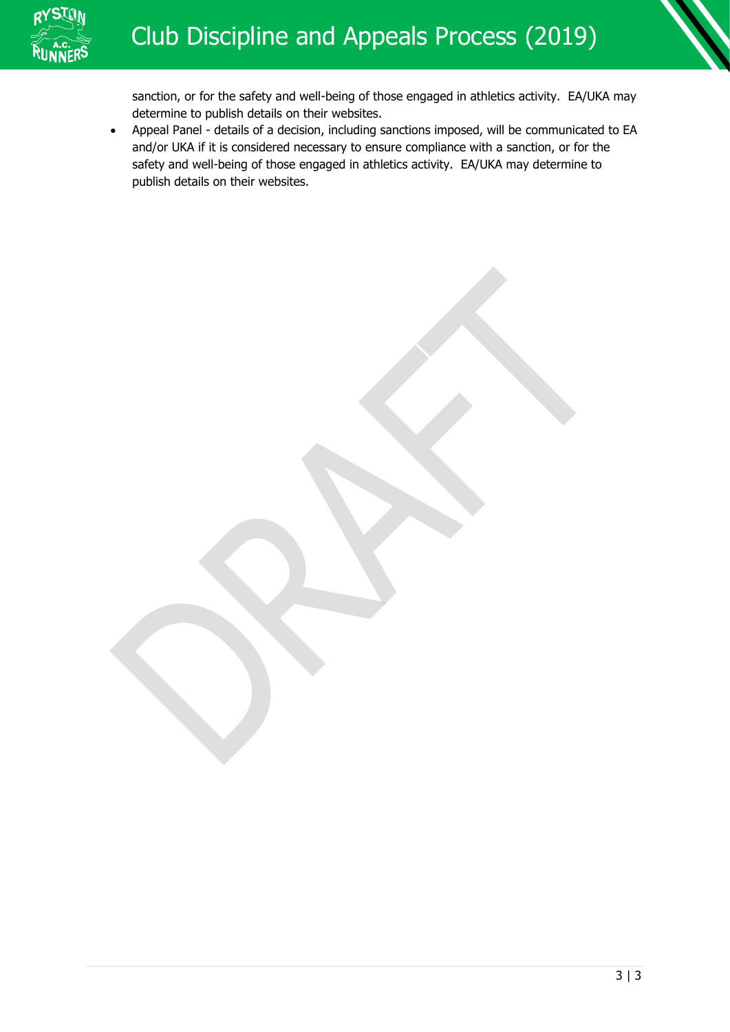sanction, or for the safety and well-being of those engaged in athletics activity. EA/UKA may determine to publish details on their websites.

- Appeal Panel - details of a decision, including sanctions imposed, will be communicated to EA and/or UKA if it is considered necessary to ensure compliance with a sanction, or for the safety and well-being of those engaged in athletics activity. EA/UKA may determine to publish details on their websites.